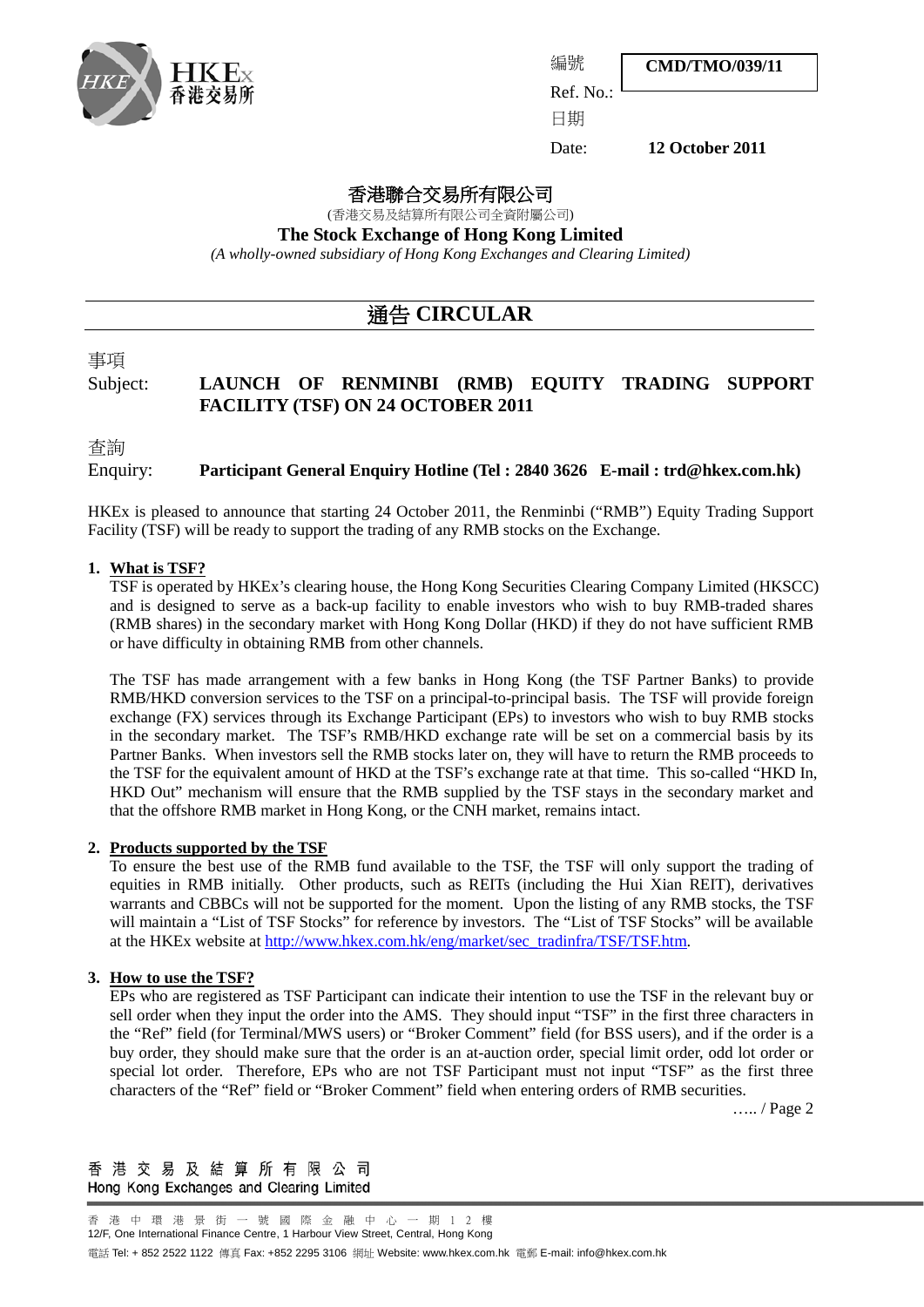HKEx 香港交易所

編號 Ref. No.: **CMD/TMO/039/11**

日期 Date: **12 October 2011**

香港聯合交易所有限公司

(香港交易及結算所有限公司全資附屬公司)

**The Stock Exchange of Hong Kong Limited**

*(A wholly-owned subsidiary of Hong Kong Exchanges and Clearing Limited)*

# 通告 CIRCULAR

事項 Subject: **LAUNCH OF RENMINBI (RMB) EQUITY TRADING SUPPORT FACILITY (TSF) ON 24 OCTOBER 2011**

查詢 Enquiry: **Participant General Enquiry Hotline (Tel : 2840 3626 E-mail : trd@hkex.com.hk)**

HKEx is pleased to announce that starting 24 October 2011, the Renminbi ("RMB") Equity Trading Support Facility (TSF) will be ready to support the trading of any RMB stocks on the Exchange.

1. **What is TSF?**

   TSF is operated by HKEx's clearing house, the Hong Kong Securities Clearing Company Limited (HKSCC) and is designed to serve as a back-up facility to enable investors who wish to buy RMB-traded shares (RMB shares) in the secondary market with Hong Kong Dollar (HKD) if they do not have sufficient RMB or have difficulty in obtaining RMB from other channels.

   The TSF has made arrangement with a few banks in Hong Kong (the TSF Partner Banks) to provide RMB/HKD conversion services to the TSF on a principal-to-principal basis. The TSF will provide foreign exchange (FX) services through its Exchange Participant (EPs) to investors who wish to buy RMB stocks in the secondary market. The TSF's RMB/HKD exchange rate will be set on a commercial basis by its Partner Banks. When investors sell the RMB stocks later on, they will have to return the RMB proceeds to the TSF for the equivalent amount of HKD at the TSF's exchange rate at that time. This so-called "HKD In, HKD Out" mechanism will ensure that the RMB supplied by the TSF stays in the secondary market and that the offshore RMB market in Hong Kong, or the CNH market, remains intact.

2. **Products supported by the TSF**

   To ensure the best use of the RMB fund available to the TSF, the TSF will only support the trading of equities in RMB initially. Other products, such as REITs (including the Hui Xian REIT), derivatives warrants and CBBCs will not be supported for the moment. Upon the listing of any RMB stocks, the TSF will maintain a "List of TSF Stocks" for reference by investors. The "List of TSF Stocks" will be available at the HKEx website at http://www.hkex.com.hk/eng/market/sec_tradinfra/TSF/TSF.htm.

3. **How to use the TSF?**

   EPs who are registered as TSF Participant can indicate their intention to use the TSF in the relevant buy or sell order when they input the order into the AMS. They should input "TSF" in the first three characters in the "Ref" field (for Terminal/MWS users) or "Broker Comment" field (for BSS users), and if the order is a buy order, they should make sure that the order is an at-auction order, special limit order, odd lot order or special lot order. Therefore, EPs who are not TSF Participant must not input "TSF" as the first three characters of the "Ref" field or "Broker Comment" field when entering orders of RMB securities.

….. / Page 2

香港交易及結算所有限公司
Hong Kong Exchanges and Clearing Limited

香港中環港景街一號國際金融中心一期12樓
12/F, One International Finance Centre, 1 Harbour View Street, Central, Hong Kong

電話 Tel: + 852 2522 1122 傳真 Fax: +852 2295 3106 網址 Website: www.hkex.com.hk 電郵 E-mail: info@hkex.com.hk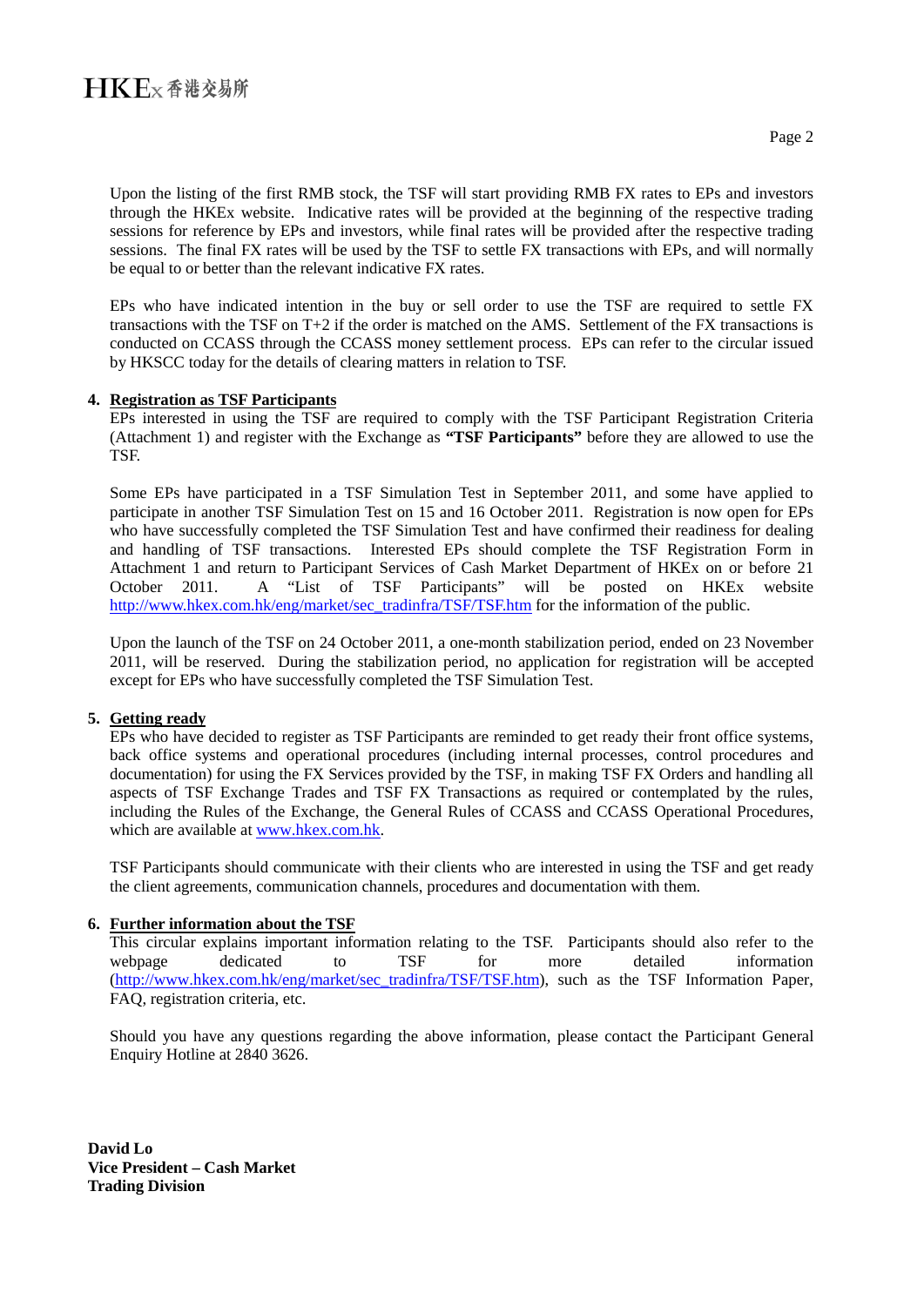Upon the listing of the first RMB stock, the TSF will start providing RMB FX rates to EPs and investors through the HKEx website. Indicative rates will be provided at the beginning of the respective trading sessions for reference by EPs and investors, while final rates will be provided after the respective trading sessions. The final FX rates will be used by the TSF to settle FX transactions with EPs, and will normally be equal to or better than the relevant indicative FX rates.

EPs who have indicated intention in the buy or sell order to use the TSF are required to settle FX transactions with the TSF on T+2 if the order is matched on the AMS. Settlement of the FX transactions is conducted on CCASS through the CCASS money settlement process. EPs can refer to the circular issued by HKSCC today for the details of clearing matters in relation to TSF.

4. **Registration as TSF Participants**

EPs interested in using the TSF are required to comply with the TSF Participant Registration Criteria (Attachment 1) and register with the Exchange as **"TSF Participants"** before they are allowed to use the TSF.

Some EPs have participated in a TSF Simulation Test in September 2011, and some have applied to participate in another TSF Simulation Test on 15 and 16 October 2011. Registration is now open for EPs who have successfully completed the TSF Simulation Test and have confirmed their readiness for dealing and handling of TSF transactions. Interested EPs should complete the TSF Registration Form in Attachment 1 and return to Participant Services of Cash Market Department of HKEx on or before 21 October 2011. A "List of TSF Participants" will be posted on HKEx website http://www.hkex.com.hk/eng/market/sec_tradinfra/TSF/TSF.htm for the information of the public.

Upon the launch of the TSF on 24 October 2011, a one-month stabilization period, ended on 23 November 2011, will be reserved. During the stabilization period, no application for registration will be accepted except for EPs who have successfully completed the TSF Simulation Test.

5. **Getting ready**

EPs who have decided to register as TSF Participants are reminded to get ready their front office systems, back office systems and operational procedures (including internal processes, control procedures and documentation) for using the FX Services provided by the TSF, in making TSF FX Orders and handling all aspects of TSF Exchange Trades and TSF FX Transactions as required or contemplated by the rules, including the Rules of the Exchange, the General Rules of CCASS and CCASS Operational Procedures, which are available at www.hkex.com.hk.

TSF Participants should communicate with their clients who are interested in using the TSF and get ready the client agreements, communication channels, procedures and documentation with them.

6. **Further information about the TSF**

This circular explains important information relating to the TSF. Participants should also refer to the webpage dedicated to TSF for more detailed information (http://www.hkex.com.hk/eng/market/sec_tradinfra/TSF/TSF.htm), such as the TSF Information Paper, FAQ, registration criteria, etc.

Should you have any questions regarding the above information, please contact the Participant General Enquiry Hotline at 2840 3626.

**David Lo**
**Vice President – Cash Market**
**Trading Division**